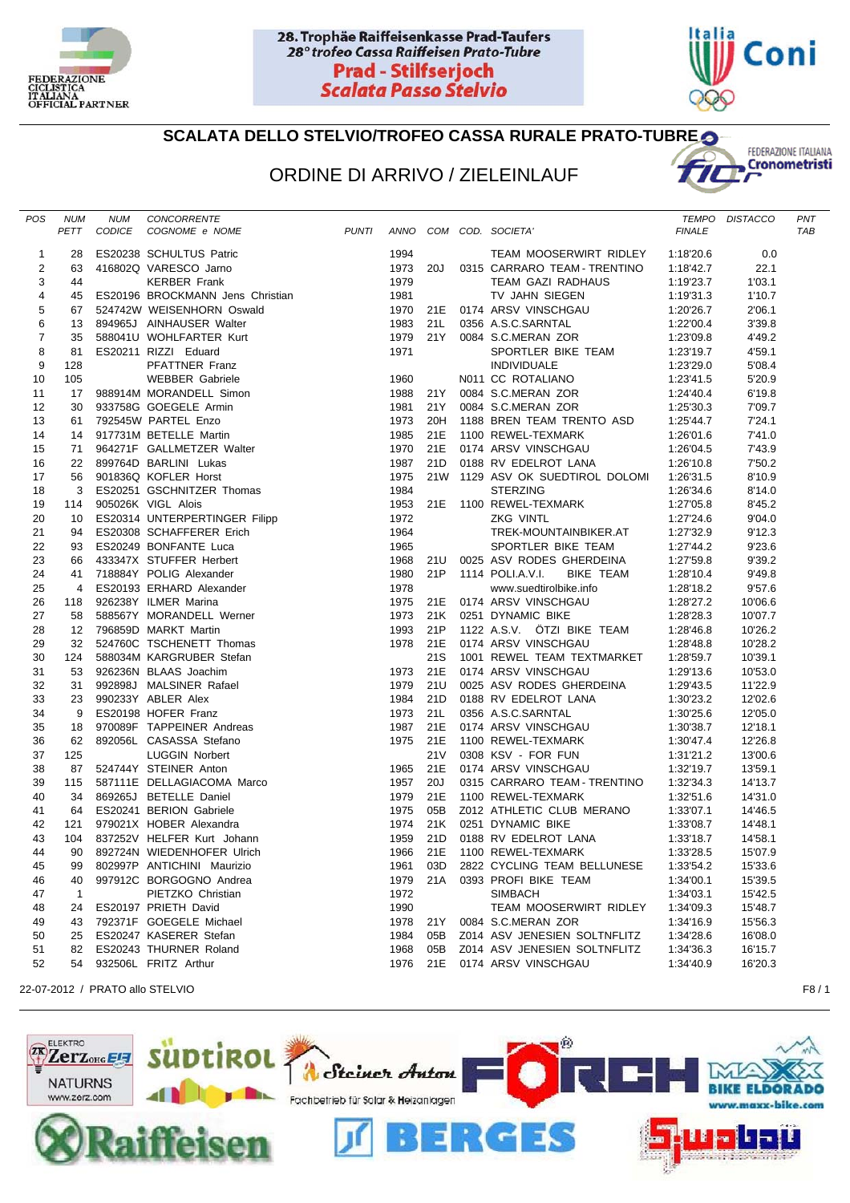**28. Trophäe Raiffeisenkasse Prad-Taufers**
*28° trofeo Cassa Raiffeisen Prato-Tubre*
**Prad - Stilfserjoch**
*Scalata Passo Stelvio*

## SCALATA DELLO STELVIO/TROFEO CASSA RURALE PRATO-TUBRE

## ORDINE DI ARRIVO / ZIELEINLAUF

| POS | NUM PETT | NUM CODICE | CONCORRENTE COGNOME e NOME | PUNTI | ANNO | COM | COD. | SOCIETA' | TEMPO FINALE | DISTACCO | PNT TAB |
|---|---|---|---|---|---|---|---|---|---|---|---|
| 1 | 28 | ES20238 | SCHULTUS Patric | | 1994 | | | TEAM MOOSERWIRT RIDLEY | 1:18'20.6 | 0.0 | |
| 2 | 63 | 416802Q | VARESCO Jarno | | 1973 | 20J | 0315 | CARRARO TEAM - TRENTINO | 1:18'42.7 | 22.1 | |
| 3 | 44 | | KERBER Frank | | 1979 | | | TEAM GAZI RADHAUS | 1:19'23.7 | 1'03.1 | |
| 4 | 45 | ES20196 | BROCKMANN Jens Christian | | 1981 | | | TV JAHN SIEGEN | 1:19'31.3 | 1'10.7 | |
| 5 | 67 | 524742W | WEISENHORN Oswald | | 1970 | 21E | 0174 | ARSV VINSCHGAU | 1:20'26.7 | 2'06.1 | |
| 6 | 13 | 894965J | AINHAUSER Walter | | 1983 | 21L | 0356 | A.S.C.SARNTAL | 1:22'00.4 | 3'39.8 | |
| 7 | 35 | 588041U | WOHLFARTER Kurt | | 1979 | 21Y | 0084 | S.C.MERAN ZOR | 1:23'09.8 | 4'49.2 | |
| 8 | 81 | ES20211 | RIZZI Eduard | | 1971 | | | SPORTLER BIKE TEAM | 1:23'19.7 | 4'59.1 | |
| 9 | 128 | | PFATTNER Franz | | | | | INDIVIDUALE | 1:23'29.0 | 5'08.4 | |
| 10 | 105 | | WEBBER Gabriele | | 1960 | | N011 | CC ROTALIANO | 1:23'41.5 | 5'20.9 | |
| 11 | 17 | 988914M | MORANDELL Simon | | 1988 | 21Y | 0084 | S.C.MERAN ZOR | 1:24'40.4 | 6'19.8 | |
| 12 | 30 | 933758G | GOEGELE Armin | | 1981 | 21Y | 0084 | S.C.MERAN ZOR | 1:25'30.3 | 7'09.7 | |
| 13 | 61 | 792545W | PARTEL Enzo | | 1973 | 20H | 1188 | BREN TEAM TRENTO ASD | 1:25'44.7 | 7'24.1 | |
| 14 | 14 | 917731M | BETELLE Martin | | 1985 | 21E | 1100 | REWEL-TEXMARK | 1:26'01.6 | 7'41.0 | |
| 15 | 71 | 964271F | GALLMETZER Walter | | 1970 | 21E | 0174 | ARSV VINSCHGAU | 1:26'04.5 | 7'43.9 | |
| 16 | 22 | 899764D | BARLINI Lukas | | 1987 | 21D | 0188 | RV EDELROT LANA | 1:26'10.8 | 7'50.2 | |
| 17 | 56 | 901836Q | KOFLER Horst | | 1975 | 21W | 1129 | ASV OK SUEDTIROL DOLOMI | 1:26'31.5 | 8'10.9 | |
| 18 | 3 | ES20251 | GSCHNITZER Thomas | | 1984 | | | STERZING | 1:26'34.6 | 8'14.0 | |
| 19 | 114 | 905026K | VIGL Alois | | 1953 | 21E | 1100 | REWEL-TEXMARK | 1:27'05.8 | 8'45.2 | |
| 20 | 10 | ES20314 | UNTERPERTINGER Filipp | | 1972 | | | ZKG VINTL | 1:27'24.6 | 9'04.0 | |
| 21 | 94 | ES20308 | SCHAFFERER Erich | | 1964 | | | TREK-MOUNTAINBIKER.AT | 1:27'32.9 | 9'12.3 | |
| 22 | 93 | ES20249 | BONFANTE Luca | | 1965 | | | SPORTLER BIKE TEAM | 1:27'44.2 | 9'23.6 | |
| 23 | 66 | 433347X | STUFFER Herbert | | 1968 | 21U | 0025 | ASV RODES GHERDEINA | 1:27'59.8 | 9'39.2 | |
| 24 | 41 | 718884Y | POLIG Alexander | | 1980 | 21P | 1114 | POLI.A.V.I. BIKE TEAM | 1:28'10.4 | 9'49.8 | |
| 25 | 4 | ES20193 | ERHARD Alexander | | 1978 | | | www.suedtirolbike.info | 1:28'18.2 | 9'57.6 | |
| 26 | 118 | 926238Y | ILMER Marina | | 1975 | 21E | 0174 | ARSV VINSCHGAU | 1:28'27.2 | 10'06.6 | |
| 27 | 58 | 588567Y | MORANDELL Werner | | 1973 | 21K | 0251 | DYNAMIC BIKE | 1:28'28.3 | 10'07.7 | |
| 28 | 12 | 796859D | MARKT Martin | | 1993 | 21P | 1122 | A.S.V. ÖTZI BIKE TEAM | 1:28'46.8 | 10'26.2 | |
| 29 | 32 | 524760C | TSCHENETT Thomas | | 1978 | 21E | 0174 | ARSV VINSCHGAU | 1:28'48.8 | 10'28.2 | |
| 30 | 124 | 588034M | KARGRUBER Stefan | | | 21S | 1001 | REWEL TEAM TEXTMARKET | 1:28'59.7 | 10'39.1 | |
| 31 | 53 | 926236N | BLAAS Joachim | | 1973 | 21E | 0174 | ARSV VINSCHGAU | 1:29'13.6 | 10'53.0 | |
| 32 | 31 | 992898J | MALSINER Rafael | | 1979 | 21U | 0025 | ASV RODES GHERDEINA | 1:29'43.5 | 11'22.9 | |
| 33 | 23 | 990233Y | ABLER Alex | | 1984 | 21D | 0188 | RV EDELROT LANA | 1:30'23.2 | 12'02.6 | |
| 34 | 9 | ES20198 | HOFER Franz | | 1973 | 21L | 0356 | A.S.C.SARNTAL | 1:30'25.6 | 12'05.0 | |
| 35 | 18 | 970089F | TAPPEINER Andreas | | 1987 | 21E | 0174 | ARSV VINSCHGAU | 1:30'38.7 | 12'18.1 | |
| 36 | 62 | 892056L | CASASSA Stefano | | 1975 | 21E | 1100 | REWEL-TEXMARK | 1:30'47.4 | 12'26.8 | |
| 37 | 125 | | LUGGIN Norbert | | | 21V | 0308 | KSV - FOR FUN | 1:31'21.2 | 13'00.6 | |
| 38 | 87 | 524744Y | STEINER Anton | | 1965 | 21E | 0174 | ARSV VINSCHGAU | 1:32'19.7 | 13'59.1 | |
| 39 | 115 | 587111E | DELLAGIACOMA Marco | | 1957 | 20J | 0315 | CARRARO TEAM - TRENTINO | 1:32'34.3 | 14'13.7 | |
| 40 | 34 | 869265J | BETELLE Daniel | | 1979 | 21E | 1100 | REWEL-TEXMARK | 1:32'51.6 | 14'31.0 | |
| 41 | 64 | ES20241 | BERION Gabriele | | 1975 | 05B | Z012 | ATHLETIC CLUB MERANO | 1:33'07.1 | 14'46.5 | |
| 42 | 121 | 979021X | HOBER Alexandra | | 1974 | 21K | 0251 | DYNAMIC BIKE | 1:33'08.7 | 14'48.1 | |
| 43 | 104 | 837252V | HELFER Kurt Johann | | 1959 | 21D | 0188 | RV EDELROT LANA | 1:33'18.7 | 14'58.1 | |
| 44 | 90 | 892724N | WIEDENHOFER Ulrich | | 1966 | 21E | 1100 | REWEL-TEXMARK | 1:33'28.5 | 15'07.9 | |
| 45 | 99 | 802997P | ANTICHINI Maurizio | | 1961 | 03D | 2822 | CYCLING TEAM BELLUNESE | 1:33'54.2 | 15'33.6 | |
| 46 | 40 | 997912C | BORGOGNO Andrea | | 1979 | 21A | 0393 | PROFI BIKE TEAM | 1:34'00.1 | 15'39.5 | |
| 47 | 1 | | PIETZKO Christian | | 1972 | | | SIMBACH | 1:34'03.1 | 15'42.5 | |
| 48 | 24 | ES20197 | PRIETH David | | 1990 | | | TEAM MOOSERWIRT RIDLEY | 1:34'09.3 | 15'48.7 | |
| 49 | 43 | 792371F | GOEGELE Michael | | 1978 | 21Y | 0084 | S.C.MERAN ZOR | 1:34'16.9 | 15'56.3 | |
| 50 | 25 | ES20247 | KASERER Stefan | | 1984 | 05B | Z014 | ASV JENESIEN SOLTNFLITZ | 1:34'28.6 | 16'08.0 | |
| 51 | 82 | ES20243 | THURNER Roland | | 1968 | 05B | Z014 | ASV JENESIEN SOLTNFLITZ | 1:34'36.3 | 16'15.7 | |
| 52 | 54 | 932506L | FRITZ Arthur | | 1976 | 21E | 0174 | ARSV VINSCHGAU | 1:34'40.9 | 16'20.3 | |

22-07-2012 / PRATO allo STELVIO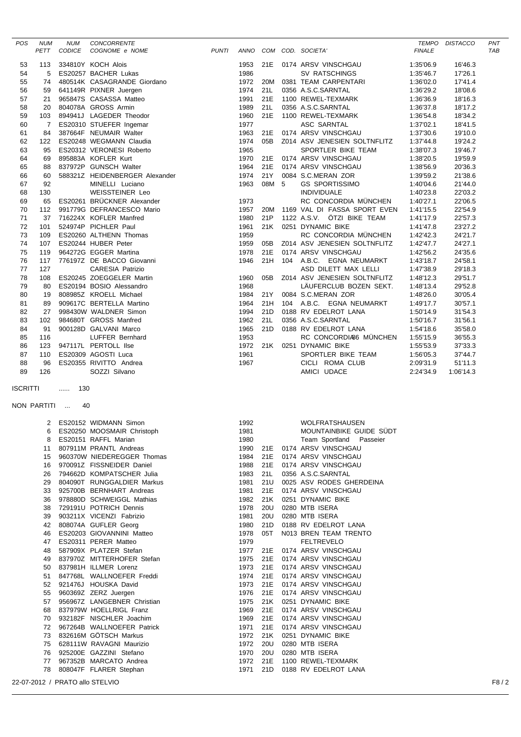| POS | NUM PETT | NUM CODICE | CONCORRENTE COGNOME e NOME | PUNTI | ANNO | COM | COD. SOCIETA' | TEMPO FINALE | DISTACCO | PNT TAB |
|---|---|---|---|---|---|---|---|---|---|---|
| 53 | 113 | 334810Y | KOCH Alois | | 1953 | 21E | 0174 ARSV VINSCHGAU | 1:35'06.9 | 16'46.3 | |
| 54 | 5 | ES20257 | BACHER Lukas | | 1986 | | SV RATSCHINGS | 1:35'46.7 | 17'26.1 | |
| 55 | 74 | 480514K | CASAGRANDE Giordano | | 1972 | 20M | 0381 TEAM CARPENTARI | 1:36'02.0 | 17'41.4 | |
| 56 | 59 | 641149R | PIXNER Juergen | | 1974 | 21L | 0356 A.S.C.SARNTAL | 1:36'29.2 | 18'08.6 | |
| 57 | 21 | 965847S | CASASSA Matteo | | 1991 | 21E | 1100 REWEL-TEXMARK | 1:36'36.9 | 18'16.3 | |
| 58 | 20 | 804078A | GROSS Armin | | 1989 | 21L | 0356 A.S.C.SARNTAL | 1:36'37.8 | 18'17.2 | |
| 59 | 103 | 894941J | LAGEDER Theodor | | 1960 | 21E | 1100 REWEL-TEXMARK | 1:36'54.8 | 18'34.2 | |
| 60 | 7 | ES20310 | STUEFER Ingemar | | 1977 | | ASC SARNTAL | 1:37'02.1 | 18'41.5 | |
| 61 | 84 | 387664F | NEUMAIR Walter | | 1963 | 21E | 0174 ARSV VINSCHGAU | 1:37'30.6 | 19'10.0 | |
| 62 | 122 | ES20248 | WEGMANN Claudia | | 1974 | 05B | Z014 ASV JENESIEN SOLTNFLITZ | 1:37'44.8 | 19'24.2 | |
| 63 | 95 | ES20312 | VERONESI Roberto | | 1965 | | SPORTLER BIKE TEAM | 1:38'07.3 | 19'46.7 | |
| 64 | 69 | 895883A | KOFLER Kurt | | 1970 | 21E | 0174 ARSV VINSCHGAU | 1:38'20.5 | 19'59.9 | |
| 65 | 88 | 837972P | GUNSCH Walter | | 1964 | 21E | 0174 ARSV VINSCHGAU | 1:38'56.9 | 20'36.3 | |
| 66 | 60 | 588321Z | HEIDENBERGER Alexander | | 1974 | 21Y | 0084 S.C.MERAN ZOR | 1:39'59.2 | 21'38.6 | |
| 67 | 92 | | MINELLI Luciano | | 1963 | 08M | 5 GS SPORTISSIMO | 1:40'04.6 | 21'44.0 | |
| 68 | 130 | | WEISSTEINER Leo | | | | INDIVIDUALE | 1:40'23.8 | 22'03.2 | |
| 69 | 65 | ES20261 | BRÜCKNER Alexander | | 1973 | | RC CONCORDIA MÜNCHEN | 1:40'27.1 | 22'06.5 | |
| 70 | 112 | 991779G | DEFRANCESCO Mario | | 1957 | 20M | 1169 VAL DI FASSA SPORT EVEN | 1:41'15.5 | 22'54.9 | |
| 71 | 37 | 716224X | KOFLER Manfred | | 1980 | 21P | 1122 A.S.V. ÖTZI BIKE TEAM | 1:41'17.9 | 22'57.3 | |
| 72 | 101 | 524974P | PICHLER Paul | | 1961 | 21K | 0251 DYNAMIC BIKE | 1:41'47.8 | 23'27.2 | |
| 73 | 109 | ES20260 | ALTHENN Thomas | | 1959 | | RC CONCORDIA MÜNCHEN | 1:42'42.3 | 24'21.7 | |
| 74 | 107 | ES20244 | HUBER Peter | | 1959 | 05B | Z014 ASV JENESIEN SOLTNFLITZ | 1:42'47.7 | 24'27.1 | |
| 75 | 119 | 964272G | EGGER Martina | | 1978 | 21E | 0174 ARSV VINSCHGAU | 1:42'56.2 | 24'35.6 | |
| 76 | 117 | 776197Z | DE BACCO Giovanni | | 1946 | 21H | 104 A.B.C. EGNA NEUMARKT | 1:43'18.7 | 24'58.1 | |
| 77 | 127 | | CARESIA Patrizio | | | | ASD DILETT MAX LELLI | 1:47'38.9 | 29'18.3 | |
| 78 | 108 | ES20245 | ZOEGGELER Martin | | 1960 | 05B | Z014 ASV JENESIEN SOLTNFLITZ | 1:48'12.3 | 29'51.7 | |
| 79 | 80 | ES20194 | BOSIO Alessandro | | 1968 | | LÄUFERCLUB BOZEN SEKT. | 1:48'13.4 | 29'52.8 | |
| 80 | 19 | 808985Z | KROELL Michael | | 1984 | 21Y | 0084 S.C.MERAN ZOR | 1:48'26.0 | 30'05.4 | |
| 81 | 89 | 909617C | BERTELLA Martino | | 1964 | 21H | 104 A.B.C. EGNA NEUMARKT | 1:49'17.7 | 30'57.1 | |
| 82 | 27 | 998430W | WALDNER Simon | | 1994 | 21D | 0188 RV EDELROT LANA | 1:50'14.9 | 31'54.3 | |
| 83 | 102 | 984680T | GROSS Manfred | | 1962 | 21L | 0356 A.S.C.SARNTAL | 1:50'16.7 | 31'56.1 | |
| 84 | 91 | 900128D | GALVANI Marco | | 1965 | 21D | 0188 RV EDELROT LANA | 1:54'18.6 | 35'58.0 | |
| 85 | 116 | | LUFFER Bernhard | | 1953 | | RC CONCORDIA86 MÜNCHEN | 1:55'15.9 | 36'55.3 | |
| 86 | 123 | 947117L | PERTOLL Ilse | | 1972 | 21K | 0251 DYNAMIC BIKE | 1:55'53.9 | 37'33.3 | |
| 87 | 110 | ES20309 | AGOSTI Luca | | 1961 | | SPORTLER BIKE TEAM | 1:56'05.3 | 37'44.7 | |
| 88 | 96 | ES20355 | RIVITTO Andrea | | 1967 | | CICLI ROMA CLUB | 2:09'31.9 | 51'11.3 | |
| 89 | 126 | | SOZZI Silvano | | | | AMICI UDACE | 2:24'34.9 | 1:06'14.3 | |

ISCRITTI ...... 130

NON PARTITI ... 40

| NUM PETT | NUM CODICE | COGNOME e NOME | ANNO | COM | COD. SOCIETA' |
|---|---|---|---|---|---|
| 2 | ES20152 | WIDMANN Simon | 1992 | | WOLFRATSHAUSEN |
| 6 | ES20250 | MOOSMAIR Christoph | 1981 | | MOUNTAINBIKE GUIDE SÜDT |
| 8 | ES20151 | RAFFL Marian | 1980 | | Team Sportland Passeier |
| 11 | 807911M | PRANTL Andreas | 1990 | 21E | 0174 ARSV VINSCHGAU |
| 15 | 960370W | NIEDEREGGER Thomas | 1984 | 21E | 0174 ARSV VINSCHGAU |
| 16 | 970091Z | FISSNEIDER Daniel | 1988 | 21E | 0174 ARSV VINSCHGAU |
| 26 | 794662D | KOMPATSCHER Julia | 1983 | 21L | 0356 A.S.C.SARNTAL |
| 29 | 804090T | RUNGGALDIER Markus | 1981 | 21U | 0025 ASV RODES GHERDEINA |
| 33 | 925700B | BERNHART Andreas | 1981 | 21E | 0174 ARSV VINSCHGAU |
| 36 | 978880D | SCHWEIGGL Mathias | 1982 | 21K | 0251 DYNAMIC BIKE |
| 38 | 729191U | POTRICH Dennis | 1978 | 20U | 0280 MTB ISERA |
| 39 | 903211X | VICENZI Fabrizio | 1981 | 20U | 0280 MTB ISERA |
| 42 | 808074A | GUFLER Georg | 1980 | 21D | 0188 RV EDELROT LANA |
| 46 | ES20203 | GIOVANNINI Matteo | 1978 | 05T | N013 BREN TEAM TRENTO |
| 47 | ES20311 | PERER Matteo | 1979 | | FELTREVELO |
| 48 | 587909X | PLATZER Stefan | 1977 | 21E | 0174 ARSV VINSCHGAU |
| 49 | 837970Z | MITTERHOFER Stefan | 1975 | 21E | 0174 ARSV VINSCHGAU |
| 50 | 837981H | ILLMER Lorenz | 1973 | 21E | 0174 ARSV VINSCHGAU |
| 51 | 847768L | WALLNOEFER Freddi | 1974 | 21E | 0174 ARSV VINSCHGAU |
| 52 | 921476J | HOUSKA David | 1973 | 21E | 0174 ARSV VINSCHGAU |
| 55 | 960369Z | ZERZ Juergen | 1976 | 21E | 0174 ARSV VINSCHGAU |
| 57 | 956967Z | LANGEBNER Christian | 1975 | 21K | 0251 DYNAMIC BIKE |
| 68 | 837979W | HOELLRIGL Franz | 1969 | 21E | 0174 ARSV VINSCHGAU |
| 70 | 932182F | NISCHLER Joachim | 1969 | 21E | 0174 ARSV VINSCHGAU |
| 72 | 967264B | WALLNOEFER Patrick | 1971 | 21E | 0174 ARSV VINSCHGAU |
| 73 | 832616M | GÖTSCH Markus | 1972 | 21K | 0251 DYNAMIC BIKE |
| 75 | 628111W | RAVAGNI Maurizio | 1972 | 20U | 0280 MTB ISERA |
| 76 | 925200E | GAZZINI Stefano | 1970 | 20U | 0280 MTB ISERA |
| 77 | 967352B | MARCATO Andrea | 1972 | 21E | 1100 REWEL-TEXMARK |
| 78 | 808047F | FLARER Stephan | 1971 | 21D | 0188 RV EDELROT LANA |

22-07-2012 / PRATO allo STELVIO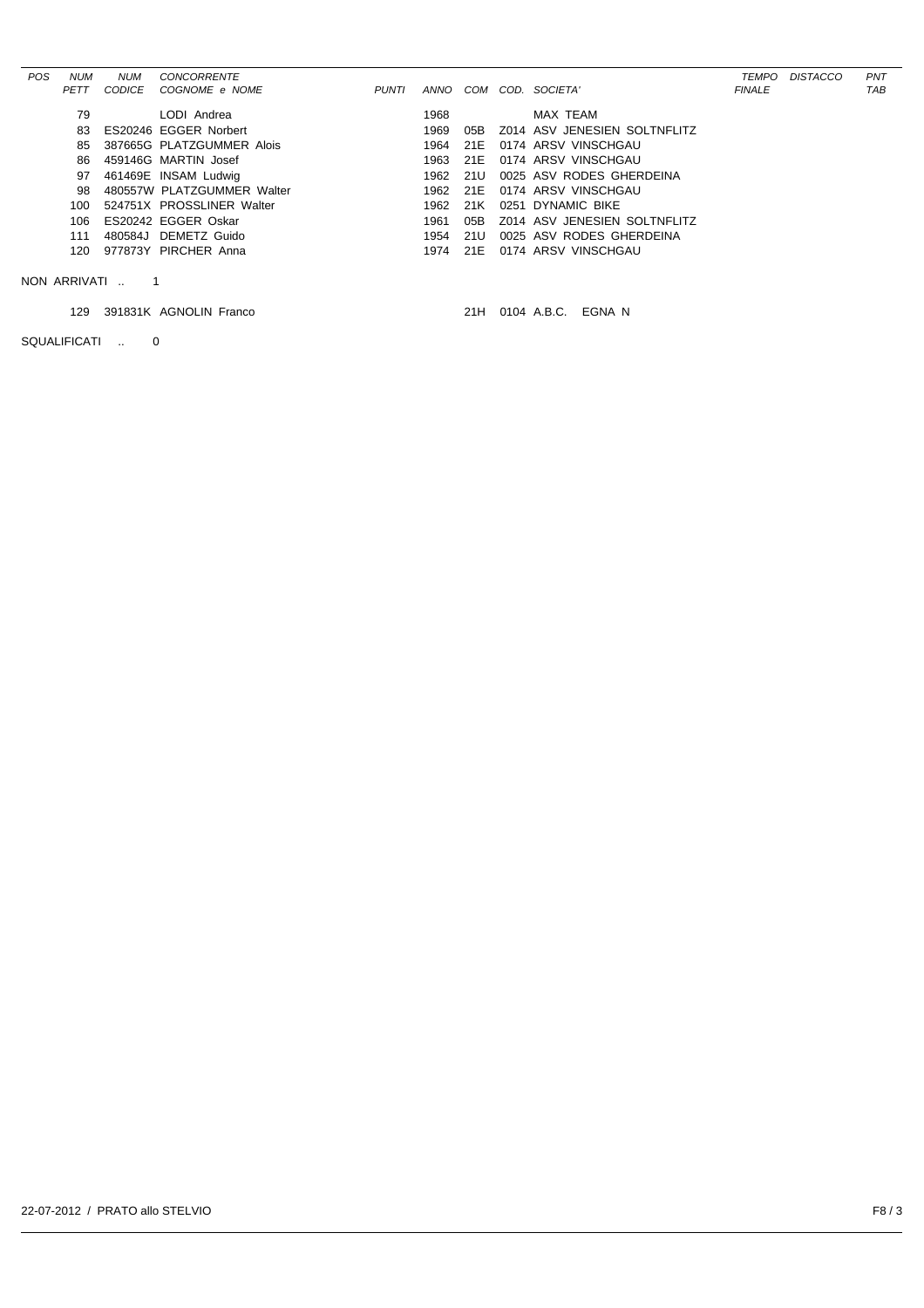| POS | NUM PETT | NUM CODICE | CONCORRENTE COGNOME e NOME | PUNTI | ANNO | COM | COD. | SOCIETA' | TEMPO FINALE | DISTACCO | PNT TAB |
|---|---|---|---|---|---|---|---|---|---|---|---|
| | 79 | | LODI Andrea | | 1968 | | | MAX TEAM | | | |
| | 83 | ES20246 | EGGER Norbert | | 1969 | 05B | Z014 | ASV JENESIEN SOLTNFLITZ | | | |
| | 85 | 387665G | PLATZGUMMER Alois | | 1964 | 21E | 0174 | ARSV VINSCHGAU | | | |
| | 86 | 459146G | MARTIN Josef | | 1963 | 21E | 0174 | ARSV VINSCHGAU | | | |
| | 97 | 461469E | INSAM Ludwig | | 1962 | 21U | 0025 | ASV RODES GHERDEINA | | | |
| | 98 | 480557W | PLATZGUMMER Walter | | 1962 | 21E | 0174 | ARSV VINSCHGAU | | | |
| | 100 | 524751X | PROSSLINER Walter | | 1962 | 21K | 0251 | DYNAMIC BIKE | | | |
| | 106 | ES20242 | EGGER Oskar | | 1961 | 05B | Z014 | ASV JENESIEN SOLTNFLITZ | | | |
| | 111 | 480584J | DEMETZ Guido | | 1954 | 21U | 0025 | ASV RODES GHERDEINA | | | |
| | 120 | 977873Y | PIRCHER Anna | | 1974 | 21E | 0174 | ARSV VINSCHGAU | | | |

NON ARRIVATI .. 1

| | | | | | | | | | | | |
|---|---|---|---|---|---|---|---|---|---|---|---|
| | 129 | 391831K | AGNOLIN Franco | | | 21H | 0104 | A.B.C. EGNA N | | | |

SQUALIFICATI .. 0

22-07-2012 / PRATO allo STELVIO